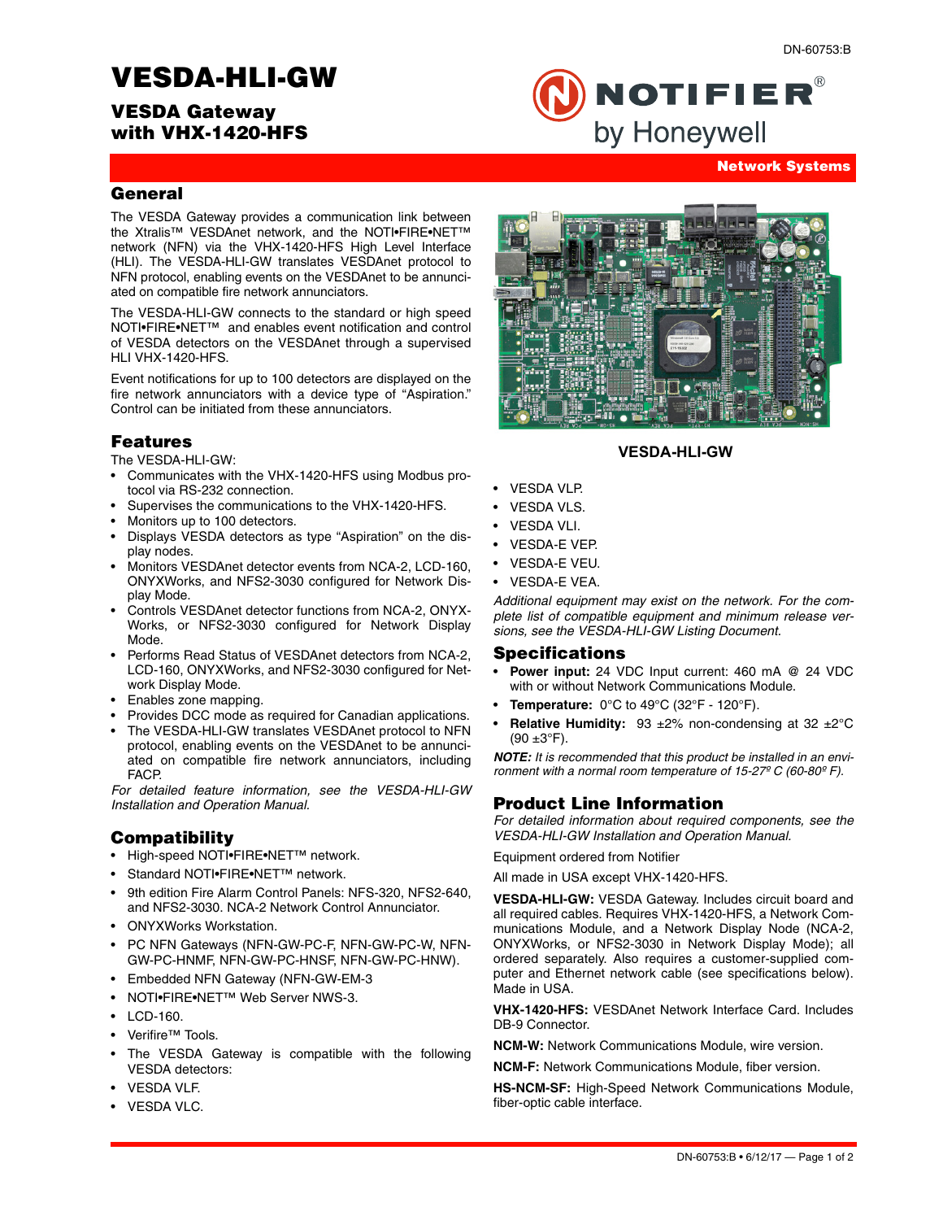DN-60753:B

# VESDA-HLI-GW

## VESDA Gateway with VHX-1420-HFS

NOTIFIER® by Honeywell

**Network Systems**

## General

The VESDA Gateway provides a communication link between the Xtralis™ VESDAnet network, and the NOTI•FIRE•NET™ network (NFN) via the VHX-1420-HFS High Level Interface (HLI). The VESDA-HLI-GW translates VESDAnet protocol to NFN protocol, enabling events on the VESDAnet to be annunciated on compatible fire network annunciators.

The VESDA-HLI-GW connects to the standard or high speed NOTI•FIRE•NET™ and enables event notification and control of VESDA detectors on the VESDAnet through a supervised HLI VHX-1420-HFS.

Event notifications for up to 100 detectors are displayed on the fire network annunciators with a device type of "Aspiration." Control can be initiated from these annunciators.

## Features

The VESDA-HLI-GW:

- Communicates with the VHX-1420-HFS using Modbus protocol via RS-232 connection.
- Supervises the communications to the VHX-1420-HFS.
- Monitors up to 100 detectors.
- Displays VESDA detectors as type "Aspiration" on the display nodes.
- Monitors VESDAnet detector events from NCA-2, LCD-160, ONYXWorks, and NFS2-3030 configured for Network Display Mode.
- Controls VESDAnet detector functions from NCA-2, ONYXWorks, or NFS2-3030 configured for Network Display Mode.
- Performs Read Status of VESDAnet detectors from NCA-2, LCD-160, ONYXWorks, and NFS2-3030 configured for Network Display Mode.
- Enables zone mapping.
- Provides DCC mode as required for Canadian applications.
- The VESDA-HLI-GW translates VESDAnet protocol to NFN protocol, enabling events on the VESDAnet to be annunciated on compatible fire network annunciators, including FACP.

*For detailed feature information, see the VESDA-HLI-GW Installation and Operation Manual.*

## Compatibility

- High-speed NOTI•FIRE•NET™ network.
- Standard NOTI•FIRE•NET™ network.
- 9th edition Fire Alarm Control Panels: NFS-320, NFS2-640, and NFS2-3030. NCA-2 Network Control Annunciator.
- ONYXWorks Workstation.
- PC NFN Gateways (NFN-GW-PC-F, NFN-GW-PC-W, NFN-GW-PC-HNMF, NFN-GW-PC-HNSF, NFN-GW-PC-HNW).
- Embedded NFN Gateway (NFN-GW-EM-3
- NOTI•FIRE•NET™ Web Server NWS-3.
- LCD-160.
- Verifire™ Tools.
- The VESDA Gateway is compatible with the following VESDA detectors:
- VESDA VLF.
- VESDA VLC.
- VESDA VLP.
- VESDA VLS.
- VESDA VLI.
- VESDA-E VEP.
- VESDA-E VEU.
- VESDA-E VEA.

*Additional equipment may exist on the network. For the complete list of compatible equipment and minimum release versions, see the VESDA-HLI-GW Listing Document.*

**VESDA-HLI-GW**

## Specifications

- **Power input:** 24 VDC Input current: 460 mA @ 24 VDC with or without Network Communications Module.
- **Temperature:** 0°C to 49°C (32°F - 120°F).
- **Relative Humidity:** 93 ±2% non-condensing at 32 ±2°C (90 ±3°F).

***NOTE:** It is recommended that this product be installed in an environment with a normal room temperature of 15-27º C (60-80º F).*

## Product Line Information

*For detailed information about required components, see the VESDA-HLI-GW Installation and Operation Manual.*

Equipment ordered from Notifier

All made in USA except VHX-1420-HFS.

**VESDA-HLI-GW:** VESDA Gateway. Includes circuit board and all required cables. Requires VHX-1420-HFS, a Network Communications Module, and a Network Display Node (NCA-2, ONYXWorks, or NFS2-3030 in Network Display Mode); all ordered separately. Also requires a customer-supplied computer and Ethernet network cable (see specifications below). Made in USA.

**VHX-1420-HFS:** VESDAnet Network Interface Card. Includes DB-9 Connector.

**NCM-W:** Network Communications Module, wire version.

**NCM-F:** Network Communications Module, fiber version.

**HS-NCM-SF:** High-Speed Network Communications Module, fiber-optic cable interface.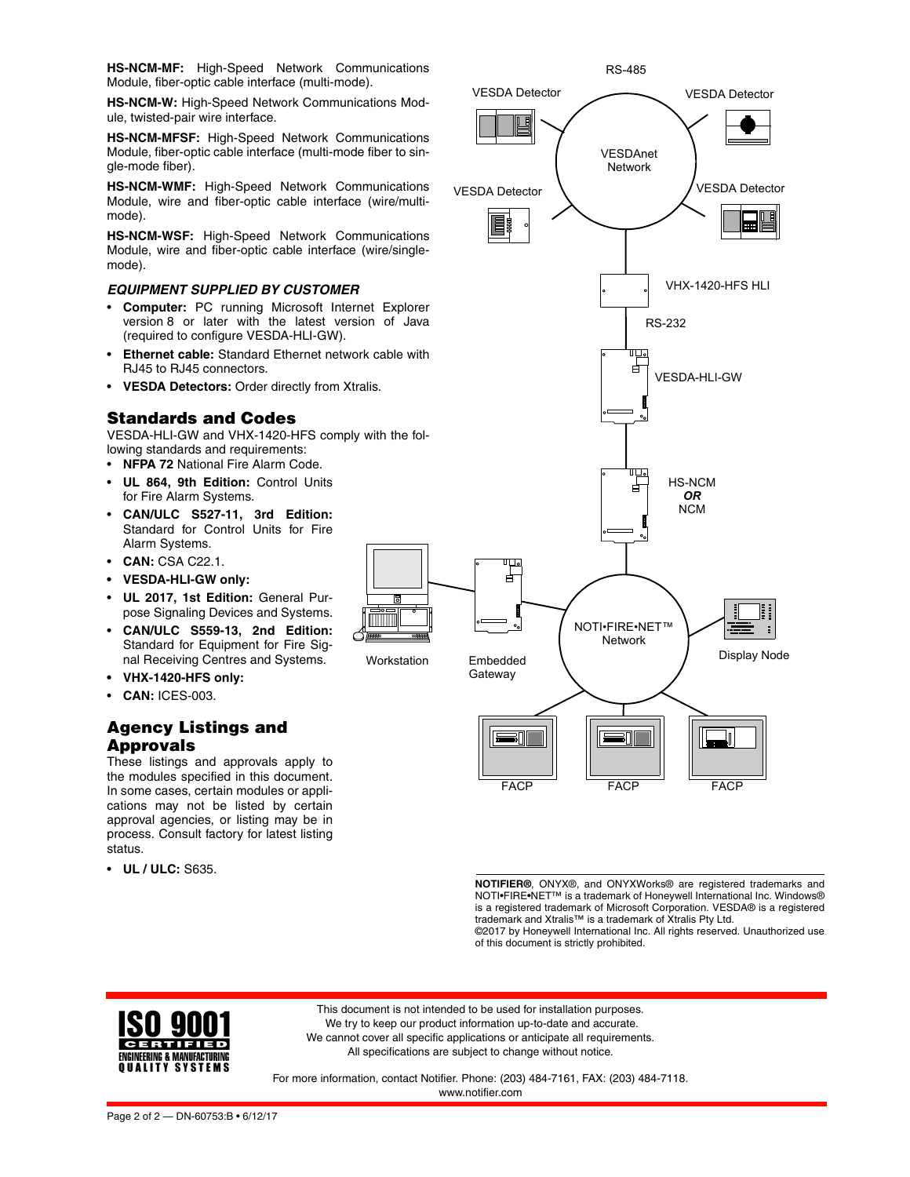**HS-NCM-MF:** High-Speed Network Communications Module, fiber-optic cable interface (multi-mode).

**HS-NCM-W:** High-Speed Network Communications Module, twisted-pair wire interface.

**HS-NCM-MFSF:** High-Speed Network Communications Module, fiber-optic cable interface (multi-mode fiber to single-mode fiber).

**HS-NCM-WMF:** High-Speed Network Communications Module, wire and fiber-optic cable interface (wire/multi-mode).

**HS-NCM-WSF:** High-Speed Network Communications Module, wire and fiber-optic cable interface (wire/single-mode).

### *EQUIPMENT SUPPLIED BY CUSTOMER*

- **Computer:** PC running Microsoft Internet Explorer version 8 or later with the latest version of Java (required to configure VESDA-HLI-GW).
- **Ethernet cable:** Standard Ethernet network cable with RJ45 to RJ45 connectors.
- **VESDA Detectors:** Order directly from Xtralis.

## Standards and Codes

VESDA-HLI-GW and VHX-1420-HFS comply with the following standards and requirements:

- **NFPA 72** National Fire Alarm Code.
- **UL 864, 9th Edition:** Control Units for Fire Alarm Systems.
- **CAN/ULC S527-11, 3rd Edition:** Standard for Control Units for Fire Alarm Systems.
- **CAN:** CSA C22.1.
- **VESDA-HLI-GW only:**
- **UL 2017, 1st Edition:** General Purpose Signaling Devices and Systems.
- **CAN/ULC S559-13, 2nd Edition:** Standard for Equipment for Fire Signal Receiving Centres and Systems.
- **VHX-1420-HFS only:**
- **CAN:** ICES-003.

## Agency Listings and Approvals

These listings and approvals apply to the modules specified in this document. In some cases, certain modules or applications may not be listed by certain approval agencies, or listing may be in process. Consult factory for latest listing status.

- **UL / ULC:** S635.

RS-485

VESDA Detector

VESDA Detector

VESDAnet Network

VESDA Detector

VESDA Detector

VHX-1420-HFS HLI

RS-232

VESDA-HLI-GW

HS-NCM
***OR***
NCM

NOTI•FIRE•NET™ Network

Workstation

Embedded Gateway

Display Node

FACP

FACP

FACP

**NOTIFIER®**, ONYX®, and ONYXWorks® are registered trademarks and NOTI•FIRE•NET™ is a trademark of Honeywell International Inc. Windows® is a registered trademark of Microsoft Corporation. VESDA® is a registered trademark and Xtralis™ is a trademark of Xtralis Pty Ltd.
©2017 by Honeywell International Inc. All rights reserved. Unauthorized use of this document is strictly prohibited.

ISO 9001 CERTIFIED ENGINEERING & MANUFACTURING QUALITY SYSTEMS

This document is not intended to be used for installation purposes.
We try to keep our product information up-to-date and accurate.
We cannot cover all specific applications or anticipate all requirements.
All specifications are subject to change without notice.

For more information, contact Notifier. Phone: (203) 484-7161, FAX: (203) 484-7118.
www.notifier.com